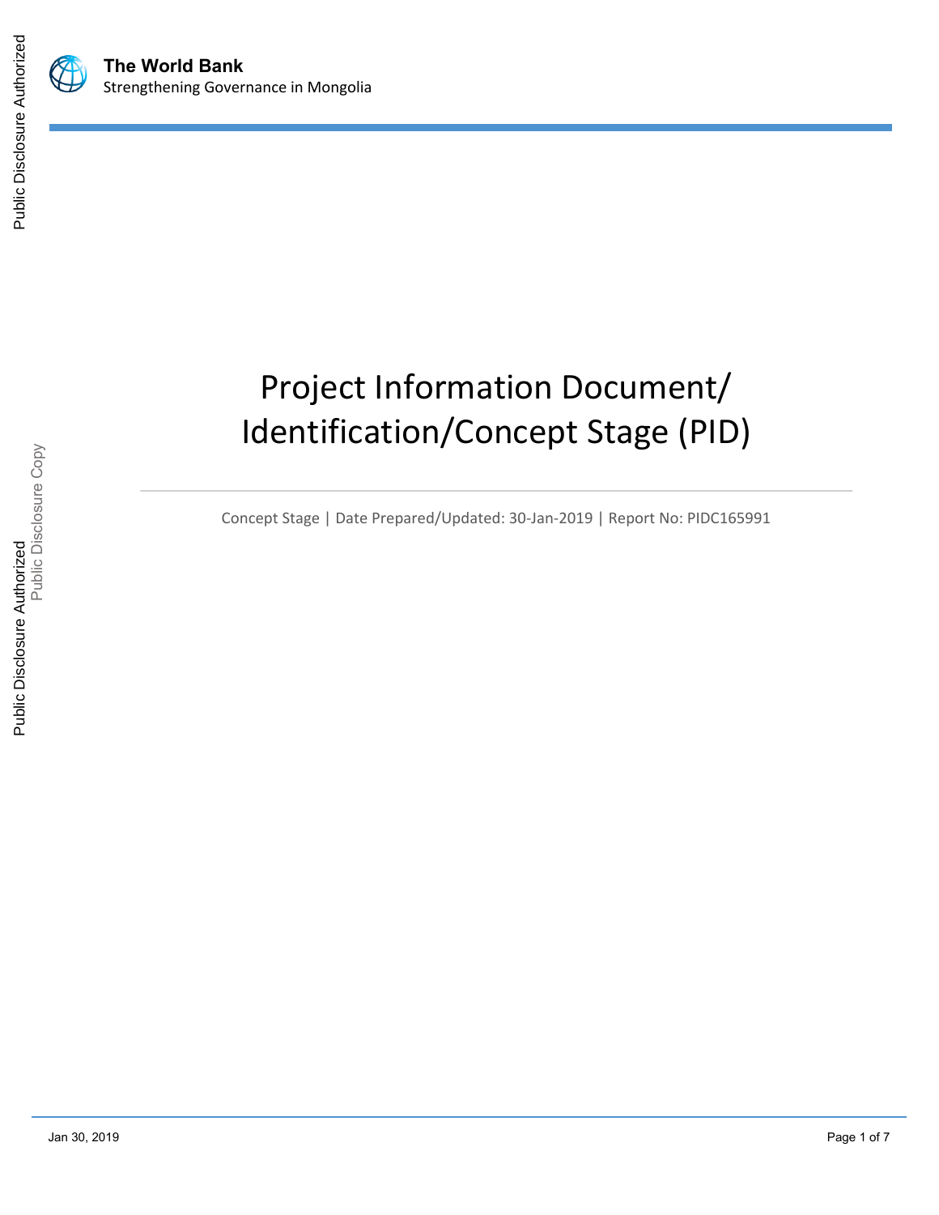**The World Bank**
Strengthening Governance in Mongolia

# Project Information Document/ Identification/Concept Stage (PID)

Concept Stage | Date Prepared/Updated: 30-Jan-2019 | Report No: PIDC165991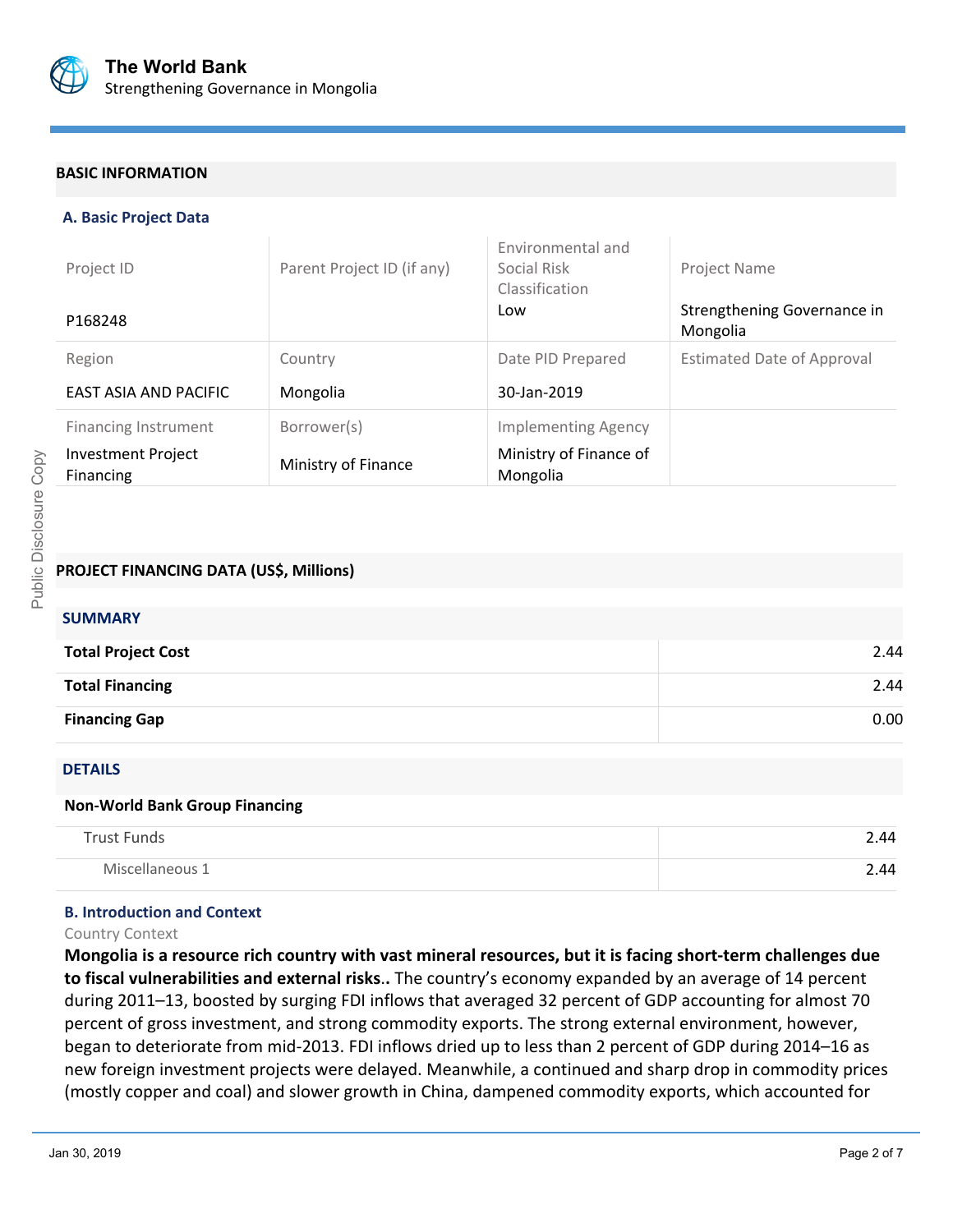## BASIC INFORMATION

### A. Basic Project Data

| Project ID | Parent Project ID (if any) | Environmental and Social Risk Classification | Project Name |
|---|---|---|---|
| P168248 | | Low | Strengthening Governance in Mongolia |
| **Region** | **Country** | **Date PID Prepared** | **Estimated Date of Approval** |
| EAST ASIA AND PACIFIC | Mongolia | 30-Jan-2019 | |
| **Financing Instrument** | **Borrower(s)** | **Implementing Agency** | |
| Investment Project Financing | Ministry of Finance | Ministry of Finance of Mongolia | |

## PROJECT FINANCING DATA (US$, Millions)

### SUMMARY

| | |
|---|---|
| **Total Project Cost** | 2.44 |
| **Total Financing** | 2.44 |
| **Financing Gap** | 0.00 |

### DETAILS

**Non-World Bank Group Financing**

| | |
|---|---|
| Trust Funds | 2.44 |
| Miscellaneous 1 | 2.44 |

### B. Introduction and Context

Country Context

**Mongolia is a resource rich country with vast mineral resources, but it is facing short-term challenges due to fiscal vulnerabilities and external risks..** The country's economy expanded by an average of 14 percent during 2011–13, boosted by surging FDI inflows that averaged 32 percent of GDP accounting for almost 70 percent of gross investment, and strong commodity exports. The strong external environment, however, began to deteriorate from mid-2013. FDI inflows dried up to less than 2 percent of GDP during 2014–16 as new foreign investment projects were delayed. Meanwhile, a continued and sharp drop in commodity prices (mostly copper and coal) and slower growth in China, dampened commodity exports, which accounted for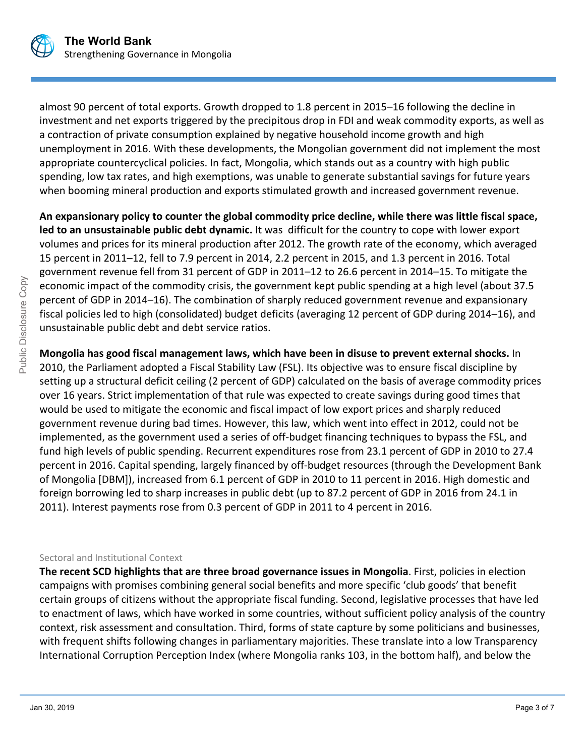almost 90 percent of total exports. Growth dropped to 1.8 percent in 2015–16 following the decline in investment and net exports triggered by the precipitous drop in FDI and weak commodity exports, as well as a contraction of private consumption explained by negative household income growth and high unemployment in 2016. With these developments, the Mongolian government did not implement the most appropriate countercyclical policies. In fact, Mongolia, which stands out as a country with high public spending, low tax rates, and high exemptions, was unable to generate substantial savings for future years when booming mineral production and exports stimulated growth and increased government revenue.

**An expansionary policy to counter the global commodity price decline, while there was little fiscal space, led to an unsustainable public debt dynamic.** It was difficult for the country to cope with lower export volumes and prices for its mineral production after 2012. The growth rate of the economy, which averaged 15 percent in 2011–12, fell to 7.9 percent in 2014, 2.2 percent in 2015, and 1.3 percent in 2016. Total government revenue fell from 31 percent of GDP in 2011–12 to 26.6 percent in 2014–15. To mitigate the economic impact of the commodity crisis, the government kept public spending at a high level (about 37.5 percent of GDP in 2014–16). The combination of sharply reduced government revenue and expansionary fiscal policies led to high (consolidated) budget deficits (averaging 12 percent of GDP during 2014–16), and unsustainable public debt and debt service ratios.

**Mongolia has good fiscal management laws, which have been in disuse to prevent external shocks.** In 2010, the Parliament adopted a Fiscal Stability Law (FSL). Its objective was to ensure fiscal discipline by setting up a structural deficit ceiling (2 percent of GDP) calculated on the basis of average commodity prices over 16 years. Strict implementation of that rule was expected to create savings during good times that would be used to mitigate the economic and fiscal impact of low export prices and sharply reduced government revenue during bad times. However, this law, which went into effect in 2012, could not be implemented, as the government used a series of off-budget financing techniques to bypass the FSL, and fund high levels of public spending. Recurrent expenditures rose from 23.1 percent of GDP in 2010 to 27.4 percent in 2016. Capital spending, largely financed by off-budget resources (through the Development Bank of Mongolia [DBM]), increased from 6.1 percent of GDP in 2010 to 11 percent in 2016. High domestic and foreign borrowing led to sharp increases in public debt (up to 87.2 percent of GDP in 2016 from 24.1 in 2011). Interest payments rose from 0.3 percent of GDP in 2011 to 4 percent in 2016.

### Sectoral and Institutional Context

**The recent SCD highlights that are three broad governance issues in Mongolia**. First, policies in election campaigns with promises combining general social benefits and more specific 'club goods' that benefit certain groups of citizens without the appropriate fiscal funding. Second, legislative processes that have led to enactment of laws, which have worked in some countries, without sufficient policy analysis of the country context, risk assessment and consultation. Third, forms of state capture by some politicians and businesses, with frequent shifts following changes in parliamentary majorities. These translate into a low Transparency International Corruption Perception Index (where Mongolia ranks 103, in the bottom half), and below the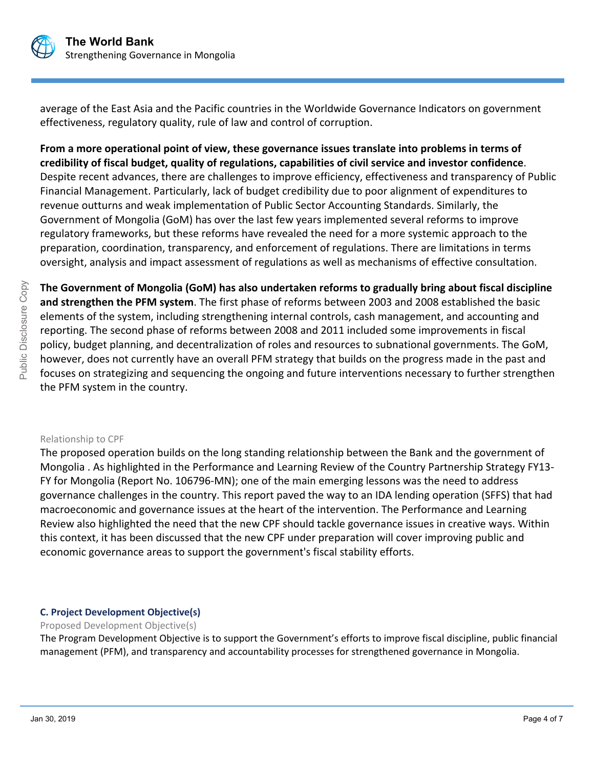average of the East Asia and the Pacific countries in the Worldwide Governance Indicators on government effectiveness, regulatory quality, rule of law and control of corruption.

**From a more operational point of view, these governance issues translate into problems in terms of credibility of fiscal budget, quality of regulations, capabilities of civil service and investor confidence**. Despite recent advances, there are challenges to improve efficiency, effectiveness and transparency of Public Financial Management. Particularly, lack of budget credibility due to poor alignment of expenditures to revenue outturns and weak implementation of Public Sector Accounting Standards. Similarly, the Government of Mongolia (GoM) has over the last few years implemented several reforms to improve regulatory frameworks, but these reforms have revealed the need for a more systemic approach to the preparation, coordination, transparency, and enforcement of regulations. There are limitations in terms oversight, analysis and impact assessment of regulations as well as mechanisms of effective consultation.

**The Government of Mongolia (GoM) has also undertaken reforms to gradually bring about fiscal discipline and strengthen the PFM system**. The first phase of reforms between 2003 and 2008 established the basic elements of the system, including strengthening internal controls, cash management, and accounting and reporting. The second phase of reforms between 2008 and 2011 included some improvements in fiscal policy, budget planning, and decentralization of roles and resources to subnational governments. The GoM, however, does not currently have an overall PFM strategy that builds on the progress made in the past and focuses on strategizing and sequencing the ongoing and future interventions necessary to further strengthen the PFM system in the country.

Relationship to CPF

The proposed operation builds on the long standing relationship between the Bank and the government of Mongolia . As highlighted in the Performance and Learning Review of the Country Partnership Strategy FY13-FY for Mongolia (Report No. 106796-MN); one of the main emerging lessons was the need to address governance challenges in the country. This report paved the way to an IDA lending operation (SFFS) that had macroeconomic and governance issues at the heart of the intervention. The Performance and Learning Review also highlighted the need that the new CPF should tackle governance issues in creative ways. Within this context, it has been discussed that the new CPF under preparation will cover improving public and economic governance areas to support the government's fiscal stability efforts.

### C. Project Development Objective(s)

Proposed Development Objective(s)

The Program Development Objective is to support the Government's efforts to improve fiscal discipline, public financial management (PFM), and transparency and accountability processes for strengthened governance in Mongolia.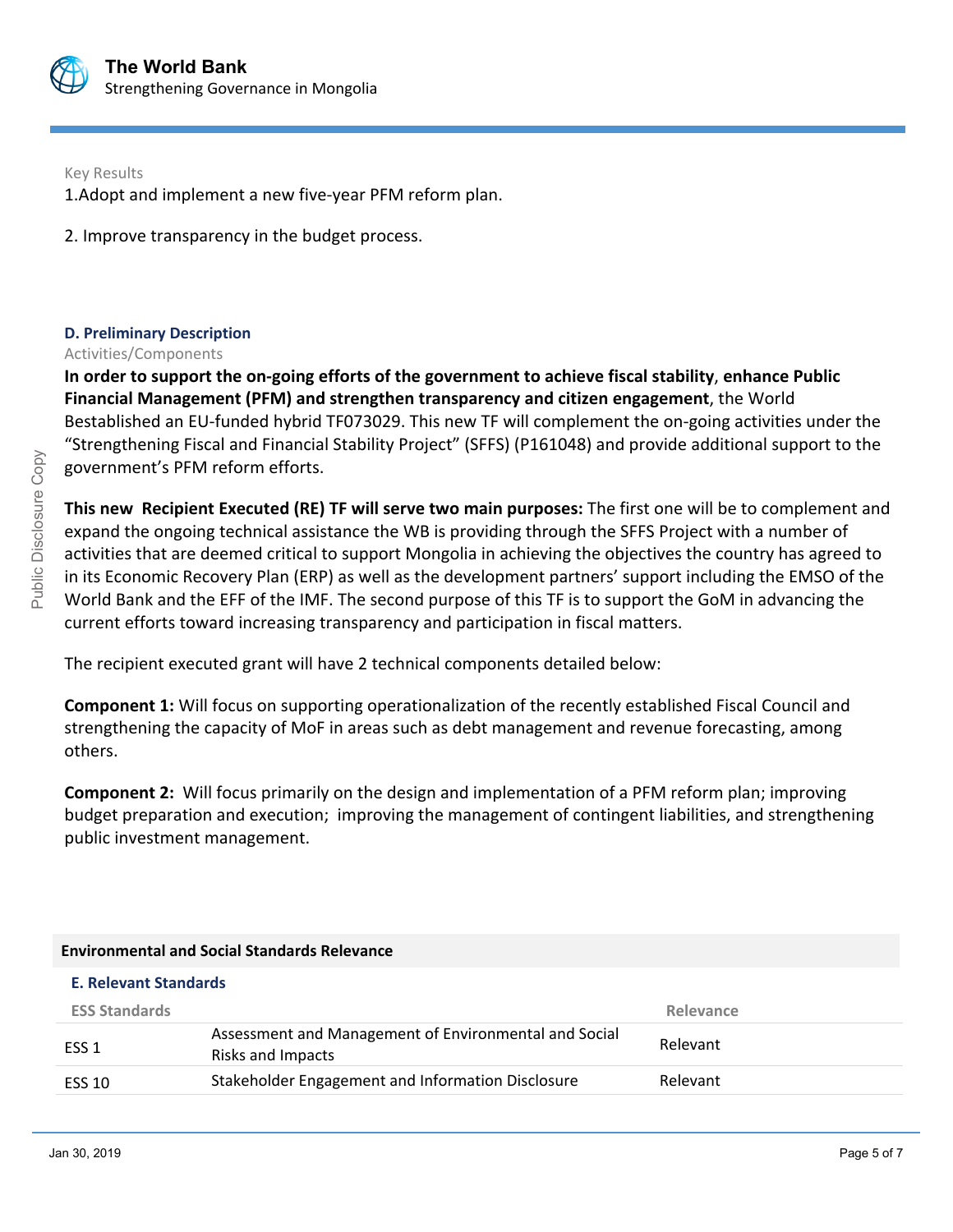Key Results

1.Adopt and implement a new five-year PFM reform plan.

2. Improve transparency in the budget process.

### D. Preliminary Description

Activities/Components

**In order to support the on-going efforts of the government to achieve fiscal stability**, **enhance Public Financial Management (PFM) and strengthen transparency and citizen engagement**, the World Bestablished an EU-funded hybrid TF073029. This new TF will complement the on-going activities under the "Strengthening Fiscal and Financial Stability Project" (SFFS) (P161048) and provide additional support to the government's PFM reform efforts.

**This new Recipient Executed (RE) TF will serve two main purposes:** The first one will be to complement and expand the ongoing technical assistance the WB is providing through the SFFS Project with a number of activities that are deemed critical to support Mongolia in achieving the objectives the country has agreed to in its Economic Recovery Plan (ERP) as well as the development partners' support including the EMSO of the World Bank and the EFF of the IMF. The second purpose of this TF is to support the GoM in advancing the current efforts toward increasing transparency and participation in fiscal matters.

The recipient executed grant will have 2 technical components detailed below:

**Component 1:** Will focus on supporting operationalization of the recently established Fiscal Council and strengthening the capacity of MoF in areas such as debt management and revenue forecasting, among others.

**Component 2:** Will focus primarily on the design and implementation of a PFM reform plan; improving budget preparation and execution; improving the management of contingent liabilities, and strengthening public investment management.

## Environmental and Social Standards Relevance

### E. Relevant Standards

| ESS Standards | | Relevance |
|---|---|---|
| ESS 1 | Assessment and Management of Environmental and Social Risks and Impacts | Relevant |
| ESS 10 | Stakeholder Engagement and Information Disclosure | Relevant |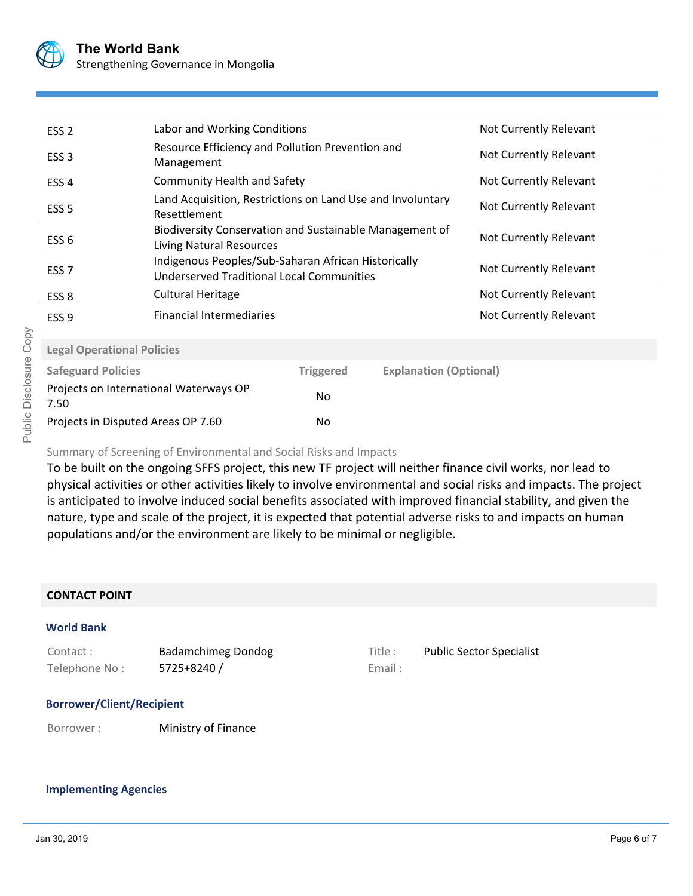| | | |
|---|---|---|
| ESS 2 | Labor and Working Conditions | Not Currently Relevant |
| ESS 3 | Resource Efficiency and Pollution Prevention and Management | Not Currently Relevant |
| ESS 4 | Community Health and Safety | Not Currently Relevant |
| ESS 5 | Land Acquisition, Restrictions on Land Use and Involuntary Resettlement | Not Currently Relevant |
| ESS 6 | Biodiversity Conservation and Sustainable Management of Living Natural Resources | Not Currently Relevant |
| ESS 7 | Indigenous Peoples/Sub-Saharan African Historically Underserved Traditional Local Communities | Not Currently Relevant |
| ESS 8 | Cultural Heritage | Not Currently Relevant |
| ESS 9 | Financial Intermediaries | Not Currently Relevant |

**Legal Operational Policies**

| Safeguard Policies | Triggered | Explanation (Optional) |
|---|---|---|
| Projects on International Waterways OP 7.50 | No | |
| Projects in Disputed Areas OP 7.60 | No | |

Summary of Screening of Environmental and Social Risks and Impacts

To be built on the ongoing SFFS project, this new TF project will neither finance civil works, nor lead to physical activities or other activities likely to involve environmental and social risks and impacts. The project is anticipated to involve induced social benefits associated with improved financial stability, and given the nature, type and scale of the project, it is expected that potential adverse risks to and impacts on human populations and/or the environment are likely to be minimal or negligible.

## CONTACT POINT

### World Bank

| | | | |
|---|---|---|---|
| Contact : | Badamchimeg Dondog | Title : | Public Sector Specialist |
| Telephone No : | 5725+8240 / | Email : | |

### Borrower/Client/Recipient

Borrower : Ministry of Finance

### Implementing Agencies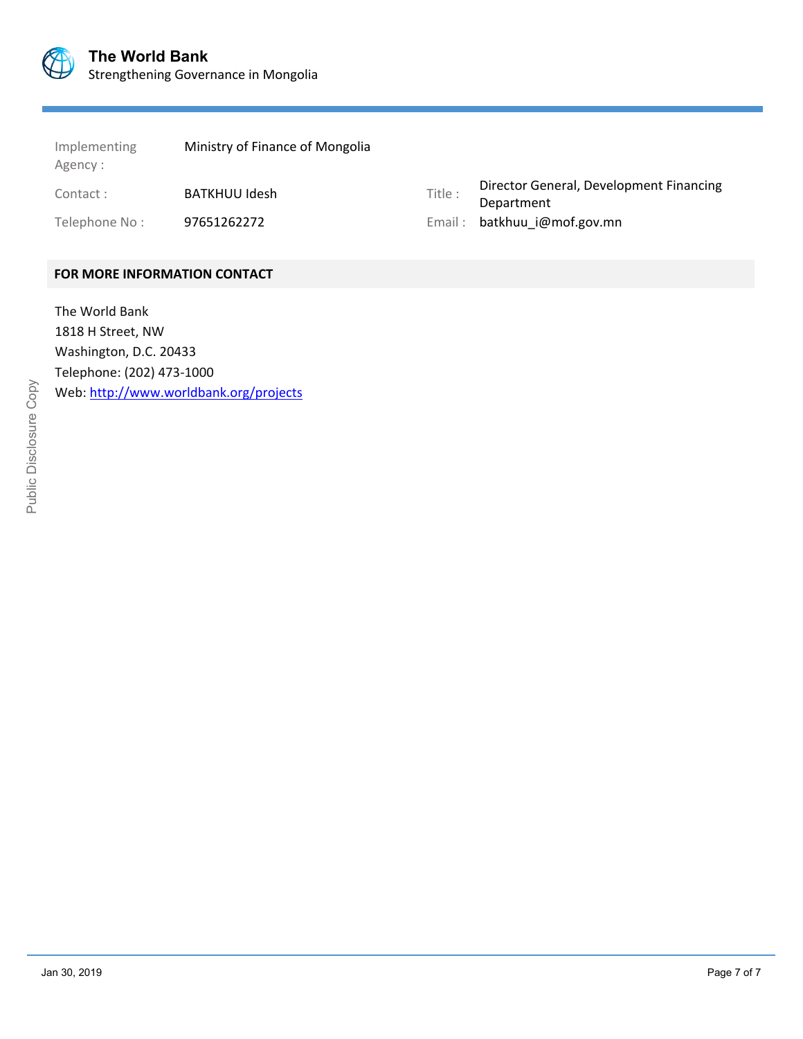| | | | |
|---|---|---|---|
| Implementing Agency : | Ministry of Finance of Mongolia | | |
| Contact : | BATKHUU Idesh | Title : | Director General, Development Financing Department |
| Telephone No : | 97651262272 | Email : | batkhuu_i@mof.gov.mn |

**FOR MORE INFORMATION CONTACT**

The World Bank
1818 H Street, NW
Washington, D.C. 20433
Telephone: (202) 473-1000
Web: http://www.worldbank.org/projects